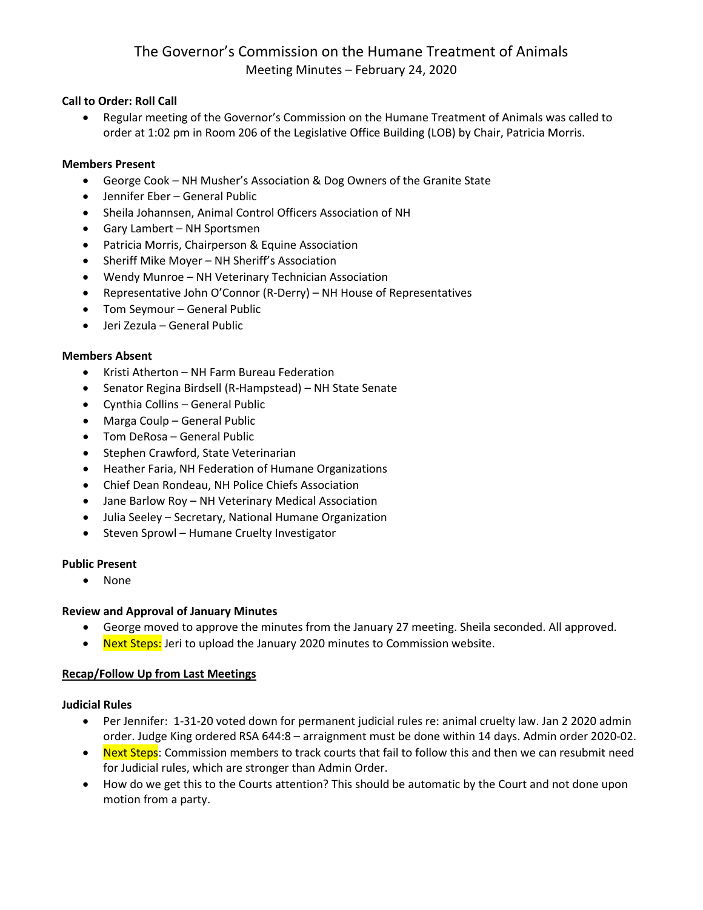# The Governor's Commission on the Humane Treatment of Animals

Meeting Minutes – February 24, 2020

**Call to Order: Roll Call**

- Regular meeting of the Governor's Commission on the Humane Treatment of Animals was called to order at 1:02 pm in Room 206 of the Legislative Office Building (LOB) by Chair, Patricia Morris.

**Members Present**

- George Cook – NH Musher's Association & Dog Owners of the Granite State
- Jennifer Eber – General Public
- Sheila Johannsen, Animal Control Officers Association of NH
- Gary Lambert – NH Sportsmen
- Patricia Morris, Chairperson & Equine Association
- Sheriff Mike Moyer – NH Sheriff's Association
- Wendy Munroe – NH Veterinary Technician Association
- Representative John O'Connor (R-Derry) – NH House of Representatives
- Tom Seymour – General Public
- Jeri Zezula – General Public

**Members Absent**

- Kristi Atherton – NH Farm Bureau Federation
- Senator Regina Birdsell (R-Hampstead) – NH State Senate
- Cynthia Collins – General Public
- Marga Coulp – General Public
- Tom DeRosa – General Public
- Stephen Crawford, State Veterinarian
- Heather Faria, NH Federation of Humane Organizations
- Chief Dean Rondeau, NH Police Chiefs Association
- Jane Barlow Roy – NH Veterinary Medical Association
- Julia Seeley – Secretary, National Humane Organization
- Steven Sprowl – Humane Cruelty Investigator

**Public Present**

- None

**Review and Approval of January Minutes**

- George moved to approve the minutes from the January 27 meeting. Sheila seconded. All approved.
- Next Steps: Jeri to upload the January 2020 minutes to Commission website.

**Recap/Follow Up from Last Meetings**

**Judicial Rules**

- Per Jennifer: 1-31-20 voted down for permanent judicial rules re: animal cruelty law. Jan 2 2020 admin order. Judge King ordered RSA 644:8 – arraignment must be done within 14 days. Admin order 2020-02.
- Next Steps: Commission members to track courts that fail to follow this and then we can resubmit need for Judicial rules, which are stronger than Admin Order.
- How do we get this to the Courts attention? This should be automatic by the Court and not done upon motion from a party.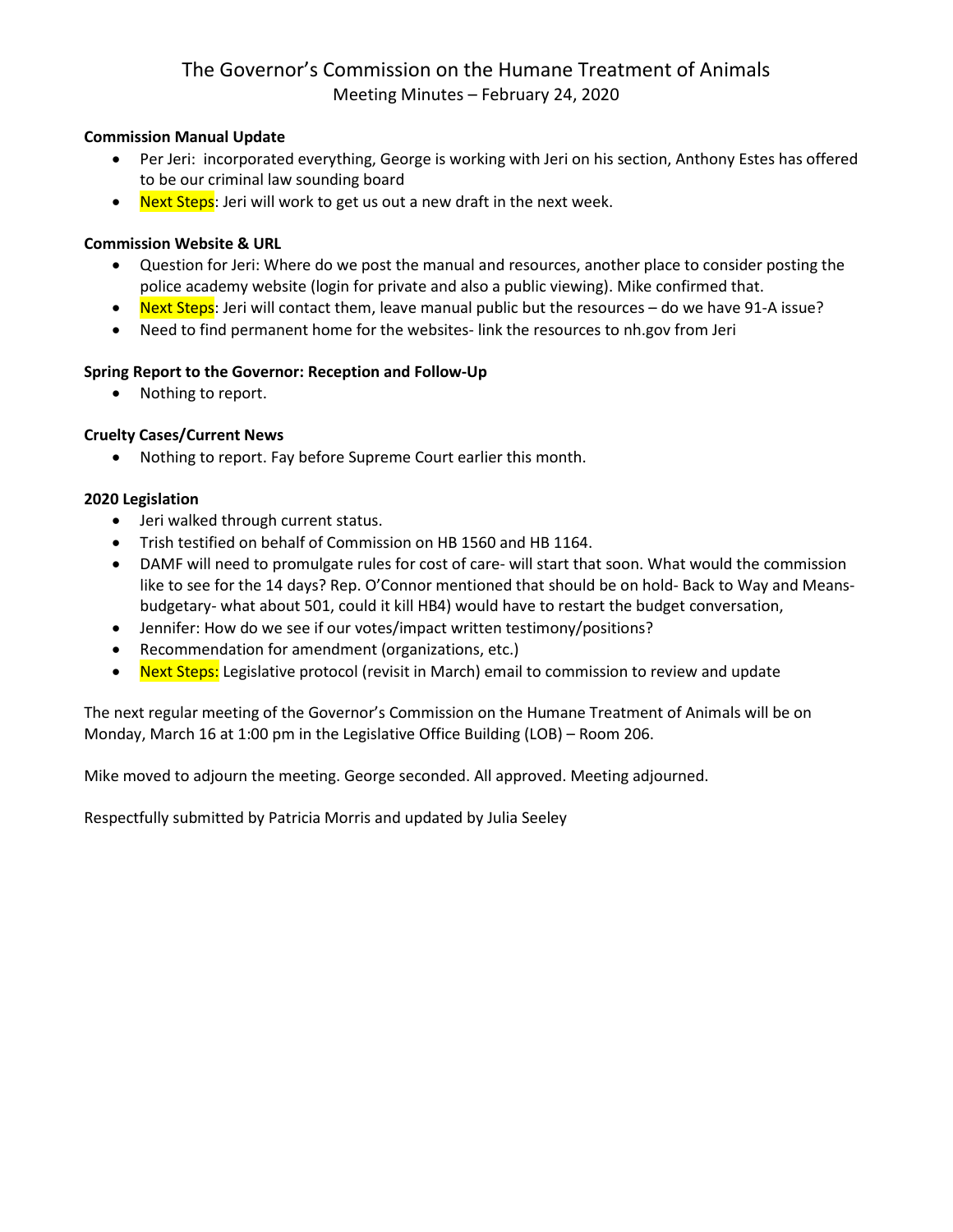# The Governor's Commission on the Humane Treatment of Animals

Meeting Minutes – February 24, 2020

**Commission Manual Update**

- Per Jeri: incorporated everything, George is working with Jeri on his section, Anthony Estes has offered to be our criminal law sounding board
- Next Steps: Jeri will work to get us out a new draft in the next week.

**Commission Website & URL**

- Question for Jeri: Where do we post the manual and resources, another place to consider posting the police academy website (login for private and also a public viewing). Mike confirmed that.
- Next Steps: Jeri will contact them, leave manual public but the resources – do we have 91-A issue?
- Need to find permanent home for the websites- link the resources to nh.gov from Jeri

**Spring Report to the Governor: Reception and Follow-Up**

- Nothing to report.

**Cruelty Cases/Current News**

- Nothing to report. Fay before Supreme Court earlier this month.

**2020 Legislation**

- Jeri walked through current status.
- Trish testified on behalf of Commission on HB 1560 and HB 1164.
- DAMF will need to promulgate rules for cost of care- will start that soon. What would the commission like to see for the 14 days? Rep. O'Connor mentioned that should be on hold- Back to Way and Means- budgetary- what about 501, could it kill HB4) would have to restart the budget conversation,
- Jennifer: How do we see if our votes/impact written testimony/positions?
- Recommendation for amendment (organizations, etc.)
- Next Steps: Legislative protocol (revisit in March) email to commission to review and update

The next regular meeting of the Governor's Commission on the Humane Treatment of Animals will be on Monday, March 16 at 1:00 pm in the Legislative Office Building (LOB) – Room 206.

Mike moved to adjourn the meeting. George seconded. All approved. Meeting adjourned.

Respectfully submitted by Patricia Morris and updated by Julia Seeley